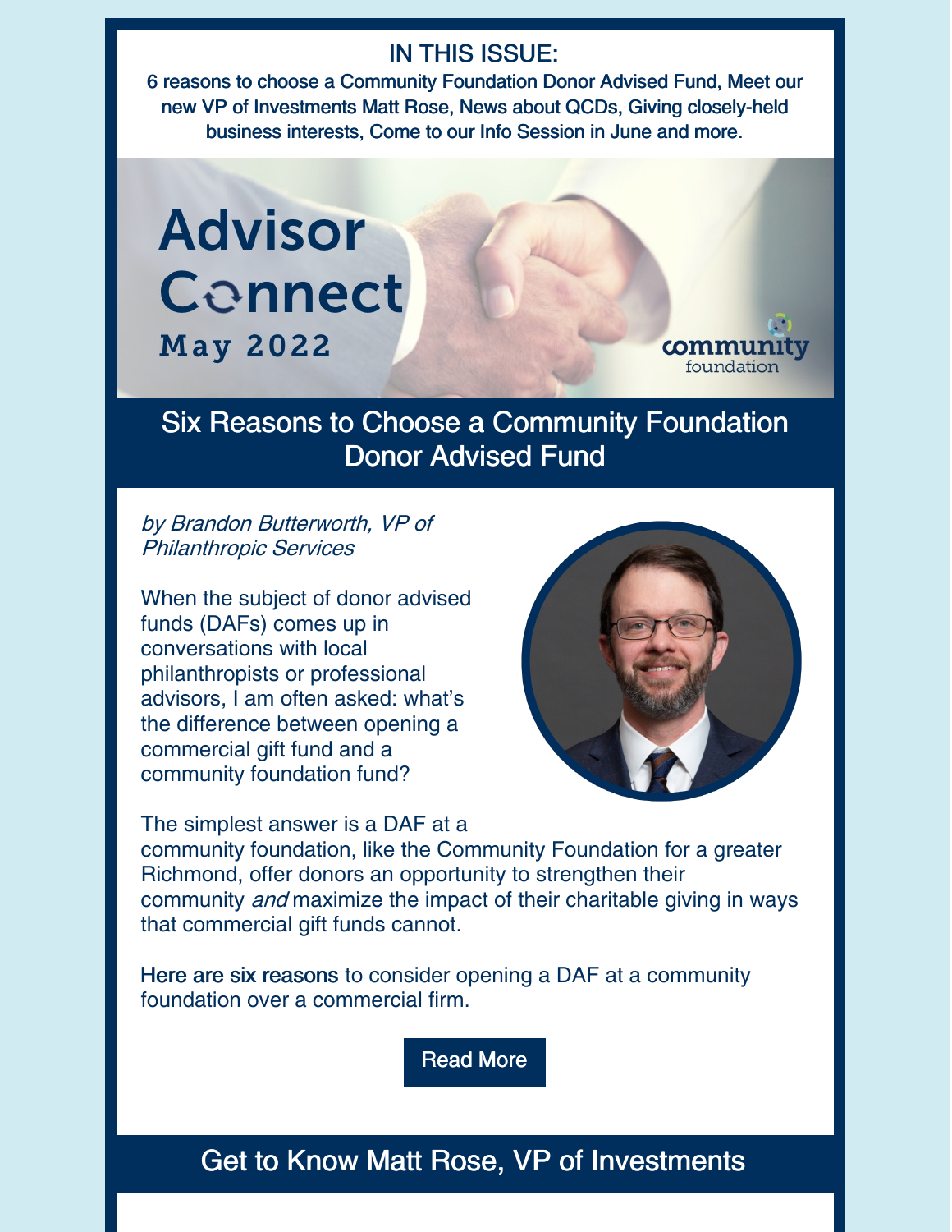IN THIS ISSUE:

6 reasons to choose a Community Foundation Donor Advised Fund, Meet our new VP of Investments Matt Rose, News about QCDs, Giving closely-held business interests, Come to our Info Session in June and more.

# Advisor Connect

May 2022

community foundation

## Six Reasons to Choose a Community Foundation Donor Advised Fund

*by Brandon Butterworth, VP of Philanthropic Services*

When the subject of donor advised funds (DAFs) comes up in conversations with local philanthropists or professional advisors, I am often asked: what's the difference between opening a commercial gift fund and a community foundation fund?

The simplest answer is a DAF at a community foundation, like the Community Foundation for a greater Richmond, offer donors an opportunity to strengthen their community *and* maximize the impact of their charitable giving in ways that commercial gift funds cannot.

Here are six reasons to consider opening a DAF at a community foundation over a commercial firm.

Read More

## Get to Know Matt Rose, VP of Investments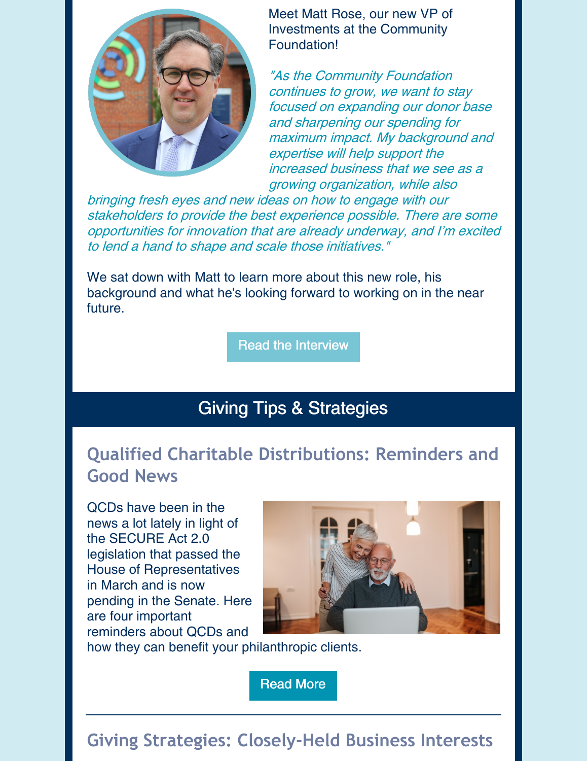Meet Matt Rose, our new VP of Investments at the Community Foundation!

*"As the Community Foundation continues to grow, we want to stay focused on expanding our donor base and sharpening our spending for maximum impact. My background and expertise will help support the increased business that we see as a growing organization, while also bringing fresh eyes and new ideas on how to engage with our stakeholders to provide the best experience possible. There are some opportunities for innovation that are already underway, and I'm excited to lend a hand to shape and scale those initiatives."*

We sat down with Matt to learn more about this new role, his background and what he's looking forward to working on in the near future.

Read the Interview

## Giving Tips & Strategies

### Qualified Charitable Distributions: Reminders and Good News

QCDs have been in the news a lot lately in light of the SECURE Act 2.0 legislation that passed the House of Representatives in March and is now pending in the Senate. Here are four important reminders about QCDs and how they can benefit your philanthropic clients.

Read More

---

### Giving Strategies: Closely-Held Business Interests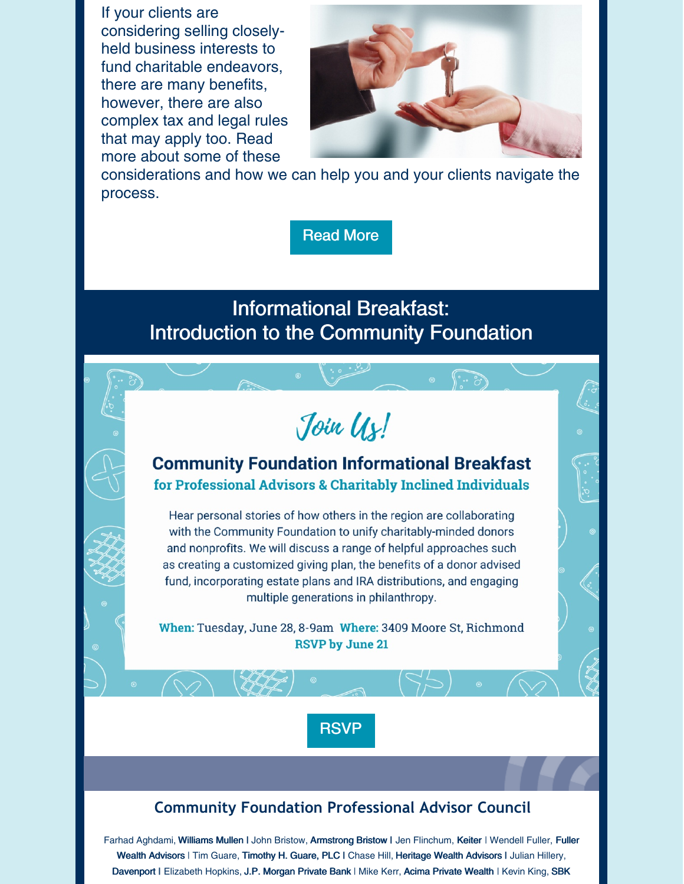If your clients are considering selling closely-held business interests to fund charitable endeavors, there are many benefits, however, there are also complex tax and legal rules that may apply too. Read more about some of these considerations and how we can help you and your clients navigate the process.

Read More

## Informational Breakfast: Introduction to the Community Foundation

*Join Us!*

**Community Foundation Informational Breakfast**

**for Professional Advisors & Charitably Inclined Individuals**

Hear personal stories of how others in the region are collaborating with the Community Foundation to unify charitably-minded donors and nonprofits. We will discuss a range of helpful approaches such as creating a customized giving plan, the benefits of a donor advised fund, incorporating estate plans and IRA distributions, and engaging multiple generations in philanthropy.

**When:** Tuesday, June 28, 8-9am **Where:** 3409 Moore St, Richmond

**RSVP by June 21**

RSVP

### Community Foundation Professional Advisor Council

Farhad Aghdami, **Williams Mullen** | John Bristow, **Armstrong Bristow** | Jen Flinchum, **Keiter** | Wendell Fuller, **Fuller Wealth Advisors** | Tim Guare, **Timothy H. Guare, PLC** | Chase Hill, **Heritage Wealth Advisors** | Julian Hillery, **Davenport** | Elizabeth Hopkins, **J.P. Morgan Private Bank** | Mike Kerr, **Acima Private Wealth** | Kevin King, **SBK**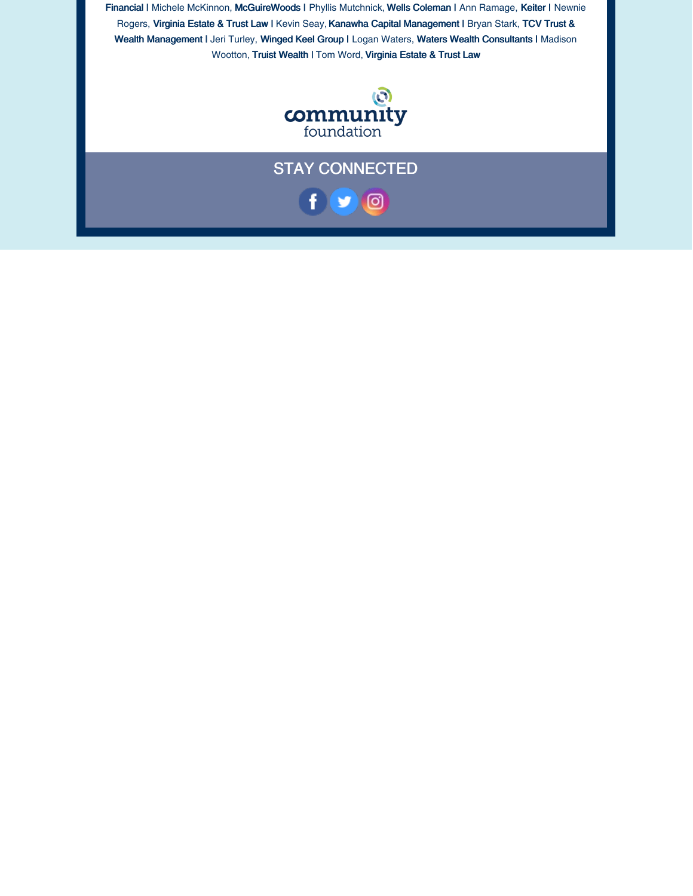**Financial |** Michele McKinnon, **McGuireWoods |** Phyllis Mutchnick, **Wells Coleman |** Ann Ramage, **Keiter |** Newnie Rogers, **Virginia Estate & Trust Law |** Kevin Seay, **Kanawha Capital Management |** Bryan Stark, **TCV Trust & Wealth Management |** Jeri Turley, **Winged Keel Group |** Logan Waters, **Waters Wealth Consultants |** Madison Wootton, **Truist Wealth |** Tom Word, **Virginia Estate & Trust Law**

community foundation

## STAY CONNECTED